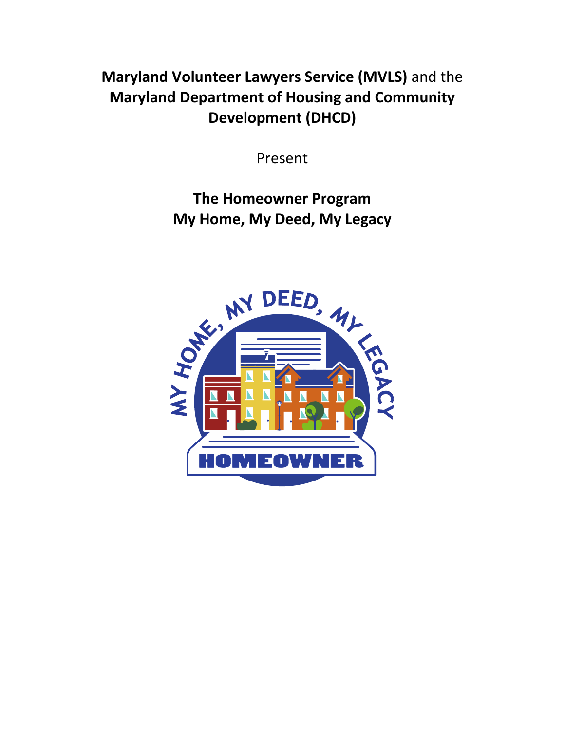**Maryland Volunteer Lawyers Service (MVLS)** and the **Maryland Department of Housing and Community Development (DHCD)**

Present

# The Homeowner Program
# My Home, My Deed, My Legacy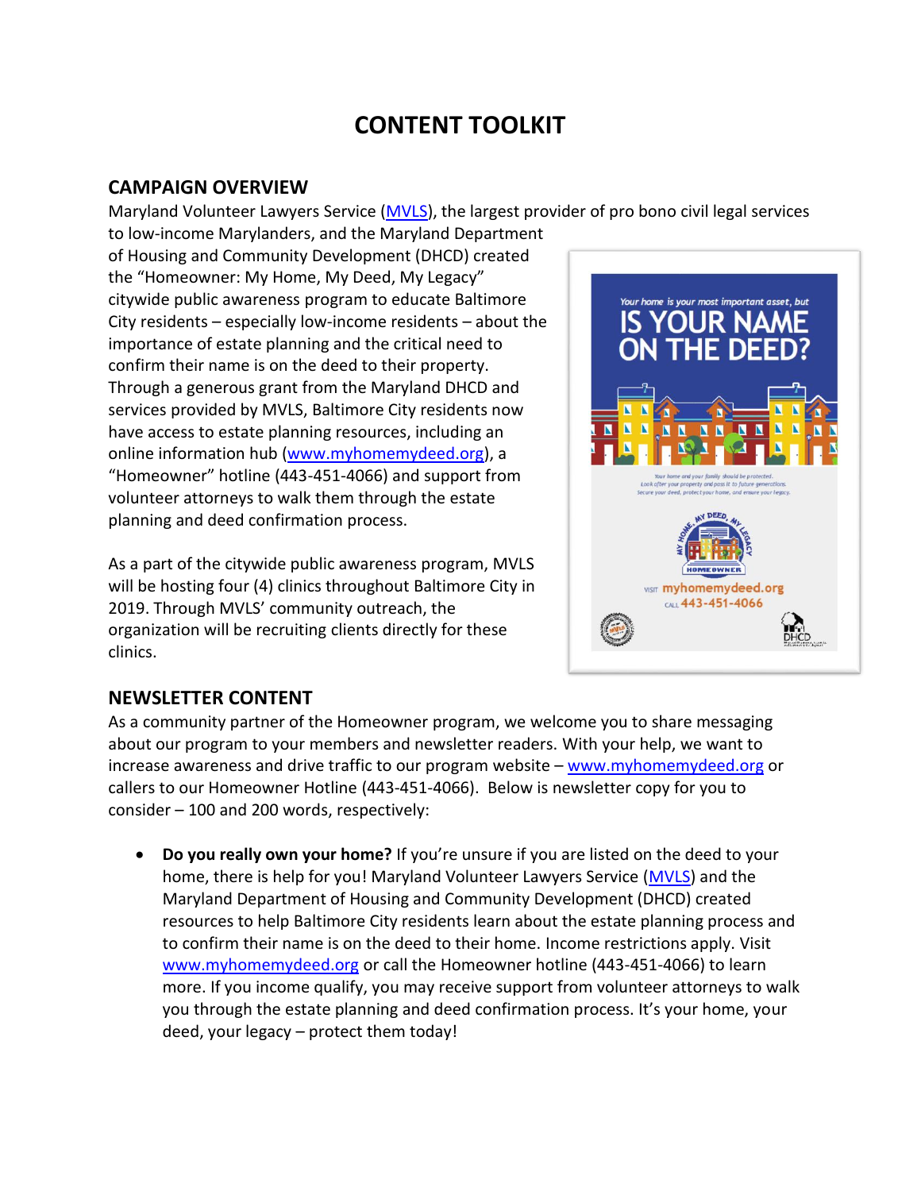# CONTENT TOOLKIT

## CAMPAIGN OVERVIEW

Maryland Volunteer Lawyers Service (MVLS), the largest provider of pro bono civil legal services to low-income Marylanders, and the Maryland Department of Housing and Community Development (DHCD) created the "Homeowner: My Home, My Deed, My Legacy" citywide public awareness program to educate Baltimore City residents – especially low-income residents – about the importance of estate planning and the critical need to confirm their name is on the deed to their property. Through a generous grant from the Maryland DHCD and services provided by MVLS, Baltimore City residents now have access to estate planning resources, including an online information hub (www.myhomemydeed.org), a "Homeowner" hotline (443-451-4066) and support from volunteer attorneys to walk them through the estate planning and deed confirmation process.

As a part of the citywide public awareness program, MVLS will be hosting four (4) clinics throughout Baltimore City in 2019. Through MVLS' community outreach, the organization will be recruiting clients directly for these clinics.

## NEWSLETTER CONTENT

As a community partner of the Homeowner program, we welcome you to share messaging about our program to your members and newsletter readers. With your help, we want to increase awareness and drive traffic to our program website – www.myhomemydeed.org or callers to our Homeowner Hotline (443-451-4066). Below is newsletter copy for you to consider – 100 and 200 words, respectively:

- **Do you really own your home?** If you're unsure if you are listed on the deed to your home, there is help for you! Maryland Volunteer Lawyers Service (MVLS) and the Maryland Department of Housing and Community Development (DHCD) created resources to help Baltimore City residents learn about the estate planning process and to confirm their name is on the deed to their home. Income restrictions apply. Visit www.myhomemydeed.org or call the Homeowner hotline (443-451-4066) to learn more. If you income qualify, you may receive support from volunteer attorneys to walk you through the estate planning and deed confirmation process. It's your home, your deed, your legacy – protect them today!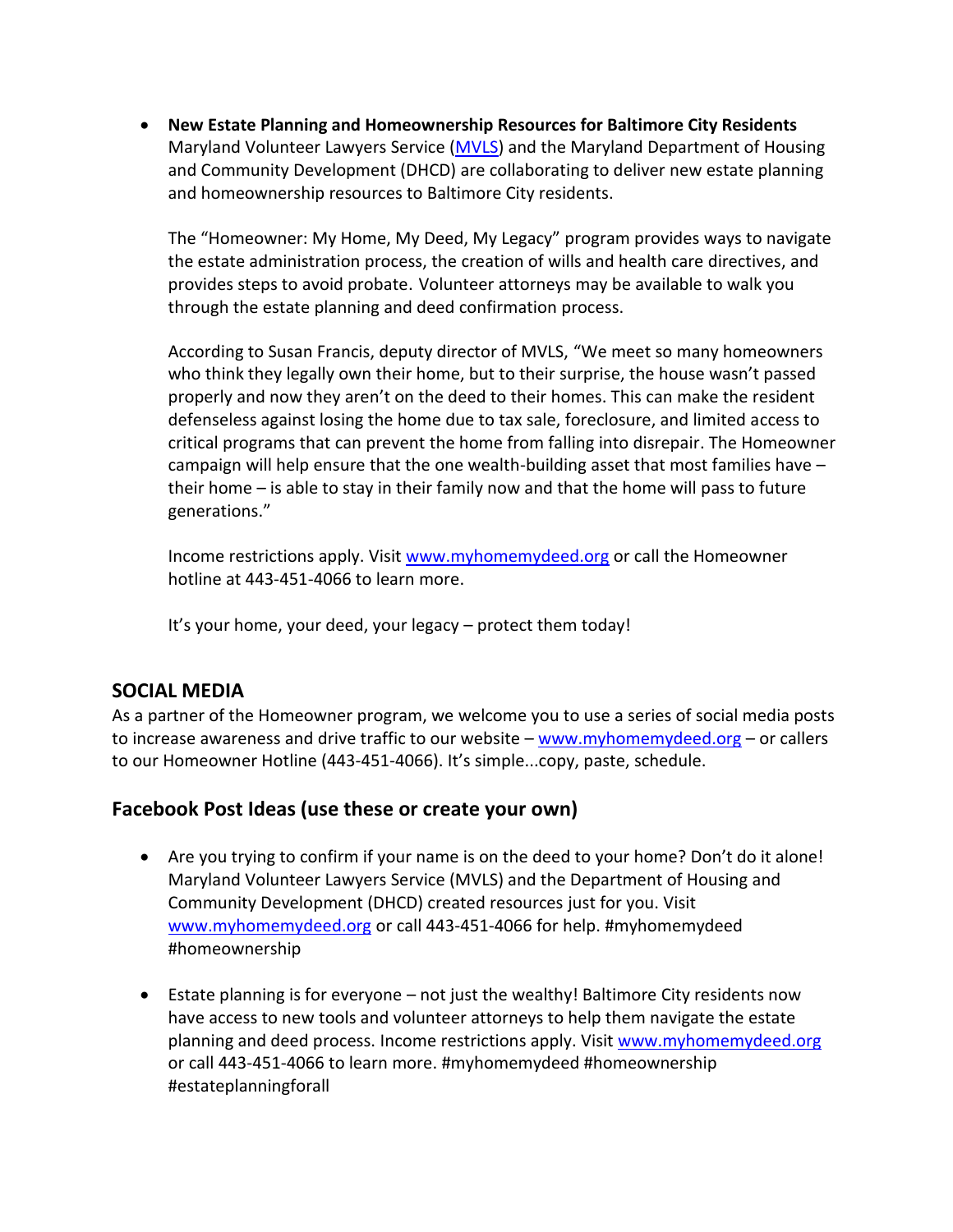- **New Estate Planning and Homeownership Resources for Baltimore City Residents**
  Maryland Volunteer Lawyers Service (MVLS) and the Maryland Department of Housing and Community Development (DHCD) are collaborating to deliver new estate planning and homeownership resources to Baltimore City residents.

  The "Homeowner: My Home, My Deed, My Legacy" program provides ways to navigate the estate administration process, the creation of wills and health care directives, and provides steps to avoid probate. Volunteer attorneys may be available to walk you through the estate planning and deed confirmation process.

  According to Susan Francis, deputy director of MVLS, "We meet so many homeowners who think they legally own their home, but to their surprise, the house wasn't passed properly and now they aren't on the deed to their homes. This can make the resident defenseless against losing the home due to tax sale, foreclosure, and limited access to critical programs that can prevent the home from falling into disrepair. The Homeowner campaign will help ensure that the one wealth-building asset that most families have – their home – is able to stay in their family now and that the home will pass to future generations."

  Income restrictions apply. Visit www.myhomemydeed.org or call the Homeowner hotline at 443-451-4066 to learn more.

  It's your home, your deed, your legacy – protect them today!

## SOCIAL MEDIA

As a partner of the Homeowner program, we welcome you to use a series of social media posts to increase awareness and drive traffic to our website – www.myhomemydeed.org – or callers to our Homeowner Hotline (443-451-4066). It's simple...copy, paste, schedule.

### Facebook Post Ideas (use these or create your own)

- Are you trying to confirm if your name is on the deed to your home? Don't do it alone! Maryland Volunteer Lawyers Service (MVLS) and the Department of Housing and Community Development (DHCD) created resources just for you. Visit www.myhomemydeed.org or call 443-451-4066 for help. #myhomemydeed #homeownership

- Estate planning is for everyone – not just the wealthy! Baltimore City residents now have access to new tools and volunteer attorneys to help them navigate the estate planning and deed process. Income restrictions apply. Visit www.myhomemydeed.org or call 443-451-4066 to learn more. #myhomemydeed #homeownership #estateplanningforall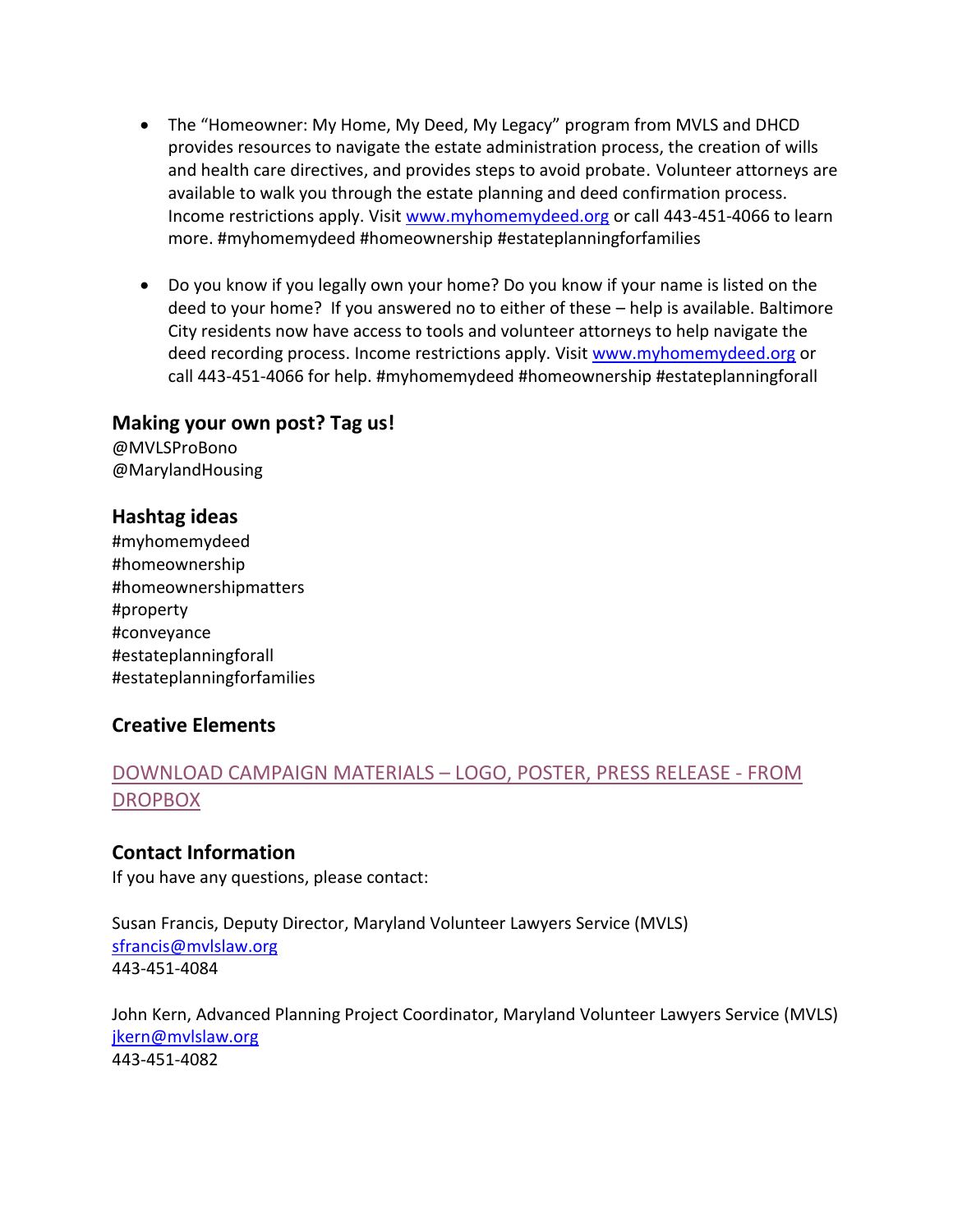- The "Homeowner: My Home, My Deed, My Legacy" program from MVLS and DHCD provides resources to navigate the estate administration process, the creation of wills and health care directives, and provides steps to avoid probate. Volunteer attorneys are available to walk you through the estate planning and deed confirmation process. Income restrictions apply. Visit www.myhomemydeed.org or call 443-451-4066 to learn more. #myhomemydeed #homeownership #estateplanningforfamilies

- Do you know if you legally own your home? Do you know if your name is listed on the deed to your home? If you answered no to either of these – help is available. Baltimore City residents now have access to tools and volunteer attorneys to help navigate the deed recording process. Income restrictions apply. Visit www.myhomemydeed.org or call 443-451-4066 for help. #myhomemydeed #homeownership #estateplanningforall

### Making your own post? Tag us!

@MVLSProBono
@MarylandHousing

### Hashtag ideas

#myhomemydeed
#homeownership
#homeownershipmatters
#property
#conveyance
#estateplanningforall
#estateplanningforfamilies

### Creative Elements

DOWNLOAD CAMPAIGN MATERIALS – LOGO, POSTER, PRESS RELEASE - FROM DROPBOX

### Contact Information

If you have any questions, please contact:

Susan Francis, Deputy Director, Maryland Volunteer Lawyers Service (MVLS)
sfrancis@mvlslaw.org
443-451-4084

John Kern, Advanced Planning Project Coordinator, Maryland Volunteer Lawyers Service (MVLS)
jkern@mvlslaw.org
443-451-4082